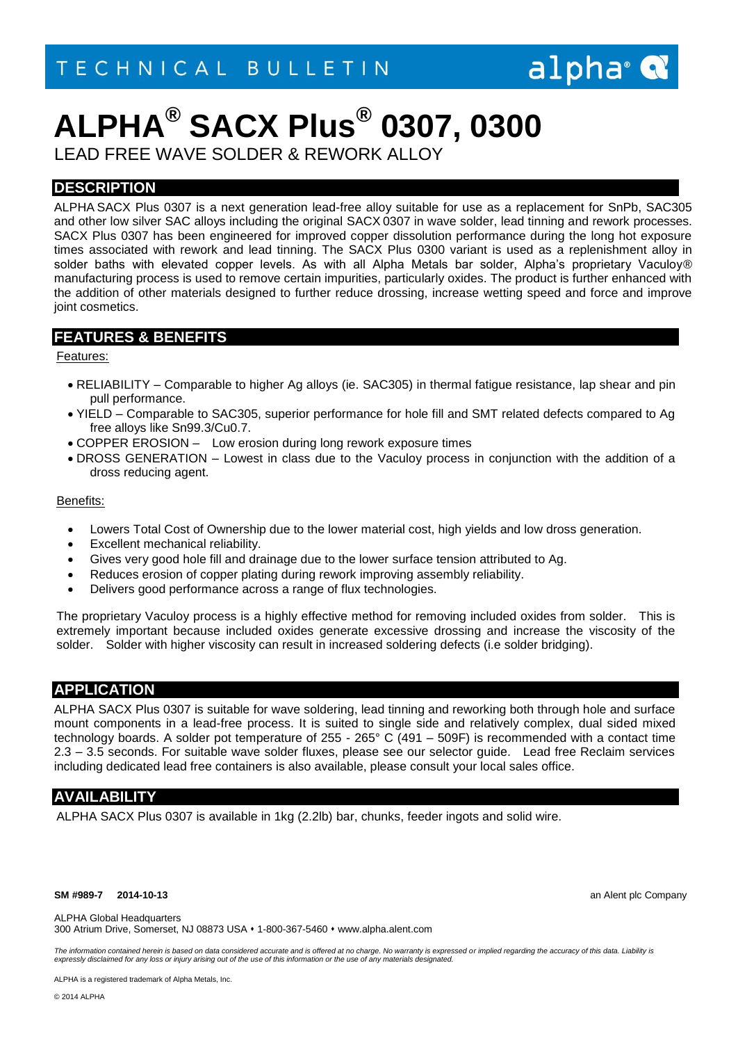TECHNICAL BULLETIN

# ALPHA® SACX Plus® 0307, 0300

LEAD FREE WAVE SOLDER & REWORK ALLOY

## DESCRIPTION

ALPHA SACX Plus 0307 is a next generation lead-free alloy suitable for use as a replacement for SnPb, SAC305 and other low silver SAC alloys including the original SACX 0307 in wave solder, lead tinning and rework processes. SACX Plus 0307 has been engineered for improved copper dissolution performance during the long hot exposure times associated with rework and lead tinning. The SACX Plus 0300 variant is used as a replenishment alloy in solder baths with elevated copper levels. As with all Alpha Metals bar solder, Alpha's proprietary Vaculoy® manufacturing process is used to remove certain impurities, particularly oxides. The product is further enhanced with the addition of other materials designed to further reduce drossing, increase wetting speed and force and improve joint cosmetics.

## FEATURES & BENEFITS

Features:

- RELIABILITY – Comparable to higher Ag alloys (ie. SAC305) in thermal fatigue resistance, lap shear and pin pull performance.
- YIELD – Comparable to SAC305, superior performance for hole fill and SMT related defects compared to Ag free alloys like Sn99.3/Cu0.7.
- COPPER EROSION – Low erosion during long rework exposure times
- DROSS GENERATION – Lowest in class due to the Vaculoy process in conjunction with the addition of a dross reducing agent.

Benefits:

- Lowers Total Cost of Ownership due to the lower material cost, high yields and low dross generation.
- Excellent mechanical reliability.
- Gives very good hole fill and drainage due to the lower surface tension attributed to Ag.
- Reduces erosion of copper plating during rework improving assembly reliability.
- Delivers good performance across a range of flux technologies.

The proprietary Vaculoy process is a highly effective method for removing included oxides from solder. This is extremely important because included oxides generate excessive drossing and increase the viscosity of the solder. Solder with higher viscosity can result in increased soldering defects (i.e solder bridging).

## APPLICATION

ALPHA SACX Plus 0307 is suitable for wave soldering, lead tinning and reworking both through hole and surface mount components in a lead-free process. It is suited to single side and relatively complex, dual sided mixed technology boards. A solder pot temperature of 255 - 265° C (491 – 509F) is recommended with a contact time 2.3 – 3.5 seconds. For suitable wave solder fluxes, please see our selector guide. Lead free Reclaim services including dedicated lead free containers is also available, please consult your local sales office.

## AVAILABILITY

ALPHA SACX Plus 0307 is available in 1kg (2.2lb) bar, chunks, feeder ingots and solid wire.

**SM #989-7 2014-10-13**

an Alent plc Company

ALPHA Global Headquarters
300 Atrium Drive, Somerset, NJ 08873 USA • 1-800-367-5460 • www.alpha.alent.com

*The information contained herein is based on data considered accurate and is offered at no charge. No warranty is expressed or implied regarding the accuracy of this data. Liability is expressly disclaimed for any loss or injury arising out of the use of this information or the use of any materials designated.*

ALPHA is a registered trademark of Alpha Metals, Inc.

© 2014 ALPHA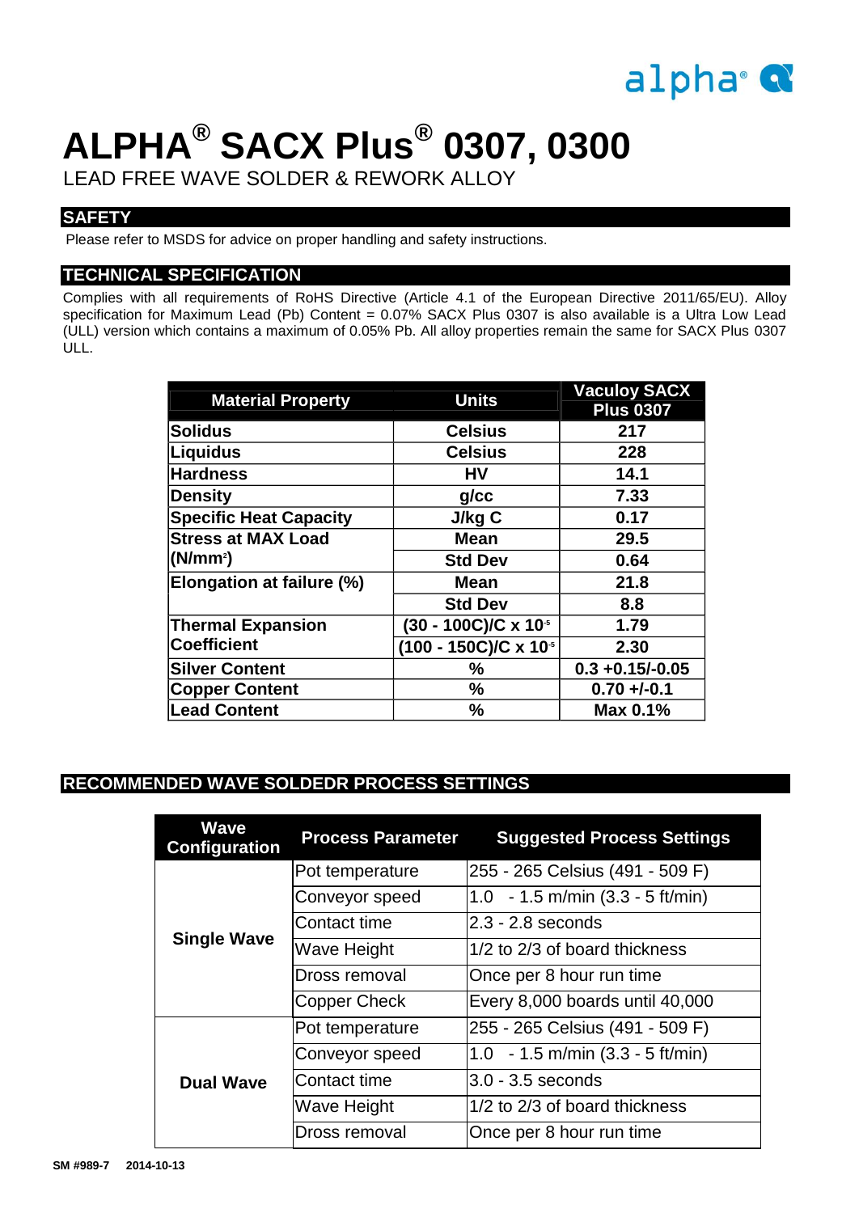# ALPHA® SACX Plus® 0307, 0300

LEAD FREE WAVE SOLDER & REWORK ALLOY

## SAFETY

Please refer to MSDS for advice on proper handling and safety instructions.

## TECHNICAL SPECIFICATION

Complies with all requirements of RoHS Directive (Article 4.1 of the European Directive 2011/65/EU). Alloy specification for Maximum Lead (Pb) Content = 0.07% SACX Plus 0307 is also available is a Ultra Low Lead (ULL) version which contains a maximum of 0.05% Pb. All alloy properties remain the same for SACX Plus 0307 ULL.

| Material Property | Units | Vaculoy SACX Plus 0307 |
|---|---|---|
| Solidus | Celsius | 217 |
| Liquidus | Celsius | 228 |
| Hardness | HV | 14.1 |
| Density | g/cc | 7.33 |
| Specific Heat Capacity | J/kg C | 0.17 |
| Stress at MAX Load ($N/mm^2$) | Mean | 29.5 |
| | Std Dev | 0.64 |
| Elongation at failure (%) | Mean | 21.8 |
| | Std Dev | 8.8 |
| Thermal Expansion Coefficient | (30 - 100C)/C x $10^{-5}$ | 1.79 |
| | (100 - 150C)/C x $10^{-5}$ | 2.30 |
| Silver Content | % | 0.3 +0.15/-0.05 |
| Copper Content | % | 0.70 +/-0.1 |
| Lead Content | % | Max 0.1% |

## RECOMMENDED WAVE SOLDEDR PROCESS SETTINGS

| Wave Configuration | Process Parameter | Suggested Process Settings |
|---|---|---|
| Single Wave | Pot temperature | 255 - 265 Celsius (491 - 509 F) |
| | Conveyor speed | 1.0 - 1.5 m/min (3.3 - 5 ft/min) |
| | Contact time | 2.3 - 2.8 seconds |
| | Wave Height | 1/2 to 2/3 of board thickness |
| | Dross removal | Once per 8 hour run time |
| | Copper Check | Every 8,000 boards until 40,000 |
| Dual Wave | Pot temperature | 255 - 265 Celsius (491 - 509 F) |
| | Conveyor speed | 1.0 - 1.5 m/min (3.3 - 5 ft/min) |
| | Contact time | 3.0 - 3.5 seconds |
| | Wave Height | 1/2 to 2/3 of board thickness |
| | Dross removal | Once per 8 hour run time |

SM #989-7 2014-10-13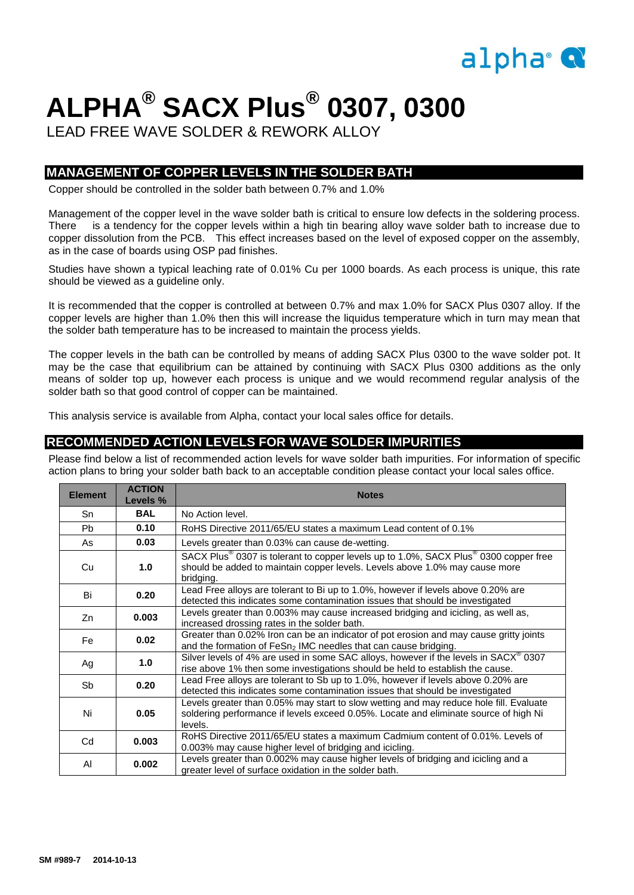# ALPHA® SACX Plus® 0307, 0300

LEAD FREE WAVE SOLDER & REWORK ALLOY

## MANAGEMENT OF COPPER LEVELS IN THE SOLDER BATH

Copper should be controlled in the solder bath between 0.7% and 1.0%

Management of the copper level in the wave solder bath is critical to ensure low defects in the soldering process. There is a tendency for the copper levels within a high tin bearing alloy wave solder bath to increase due to copper dissolution from the PCB. This effect increases based on the level of exposed copper on the assembly, as in the case of boards using OSP pad finishes.

Studies have shown a typical leaching rate of 0.01% Cu per 1000 boards. As each process is unique, this rate should be viewed as a guideline only.

It is recommended that the copper is controlled at between 0.7% and max 1.0% for SACX Plus 0307 alloy. If the copper levels are higher than 1.0% then this will increase the liquidus temperature which in turn may mean that the solder bath temperature has to be increased to maintain the process yields.

The copper levels in the bath can be controlled by means of adding SACX Plus 0300 to the wave solder pot. It may be the case that equilibrium can be attained by continuing with SACX Plus 0300 additions as the only means of solder top up, however each process is unique and we would recommend regular analysis of the solder bath so that good control of copper can be maintained.

This analysis service is available from Alpha, contact your local sales office for details.

## RECOMMENDED ACTION LEVELS FOR WAVE SOLDER IMPURITIES

Please find below a list of recommended action levels for wave solder bath impurities. For information of specific action plans to bring your solder bath back to an acceptable condition please contact your local sales office.

| Element | ACTION Levels % | Notes |
|---|---|---|
| Sn | **BAL** | No Action level. |
| Pb | **0.10** | RoHS Directive 2011/65/EU states a maximum Lead content of 0.1% |
| As | **0.03** | Levels greater than 0.03% can cause de-wetting. |
| Cu | **1.0** | SACX Plus® 0307 is tolerant to copper levels up to 1.0%, SACX Plus® 0300 copper free should be added to maintain copper levels. Levels above 1.0% may cause more bridging. |
| Bi | **0.20** | Lead Free alloys are tolerant to Bi up to 1.0%, however if levels above 0.20% are detected this indicates some contamination issues that should be investigated |
| Zn | **0.003** | Levels greater than 0.003% may cause increased bridging and icicling, as well as, increased drossing rates in the solder bath. |
| Fe | **0.02** | Greater than 0.02% Iron can be an indicator of pot erosion and may cause gritty joints and the formation of $FeSn_2$ IMC needles that can cause bridging. |
| Ag | **1.0** | Silver levels of 4% are used in some SAC alloys, however if the levels in SACX® 0307 rise above 1% then some investigations should be held to establish the cause. |
| Sb | **0.20** | Lead Free alloys are tolerant to Sb up to 1.0%, however if levels above 0.20% are detected this indicates some contamination issues that should be investigated |
| Ni | **0.05** | Levels greater than 0.05% may start to slow wetting and may reduce hole fill. Evaluate soldering performance if levels exceed 0.05%. Locate and eliminate source of high Ni levels. |
| Cd | **0.003** | RoHS Directive 2011/65/EU states a maximum Cadmium content of 0.01%. Levels of 0.003% may cause higher level of bridging and icicling. |
| Al | **0.002** | Levels greater than 0.002% may cause higher levels of bridging and icicling and a greater level of surface oxidation in the solder bath. |

SM #989-7 2014-10-13